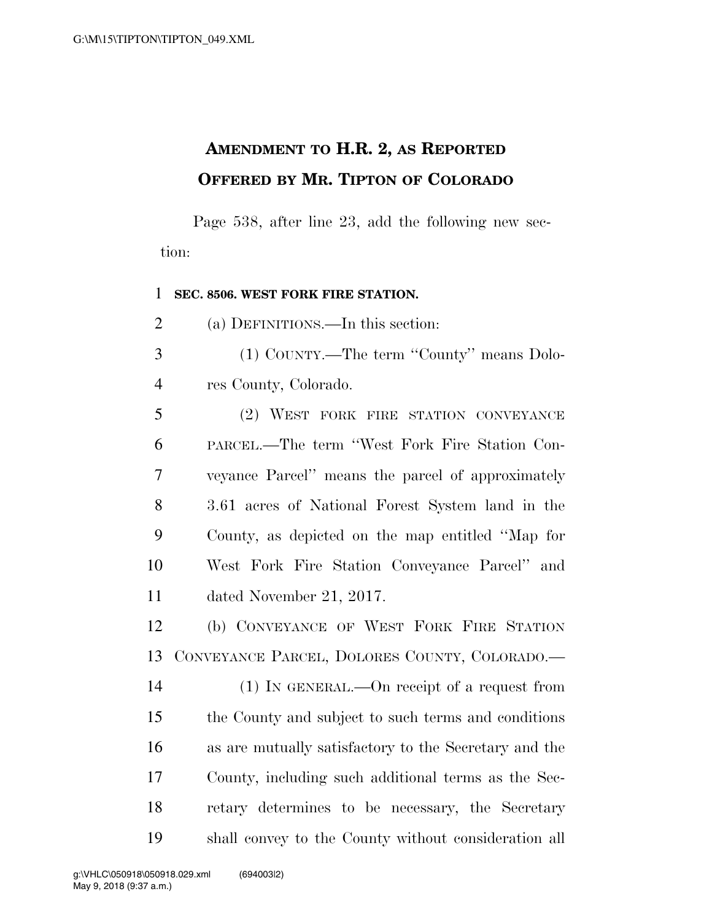# AMENDMENT TO H.R. 2, AS REPORTED

# OFFERED BY MR. TIPTON OF COLORADO

Page 538, after line 23, add the following new section:

**SEC. 8506. WEST FORK FIRE STATION.**

(a) DEFINITIONS.—In this section:

(1) COUNTY.—The term ''County'' means Dolores County, Colorado.

(2) WEST FORK FIRE STATION CONVEYANCE PARCEL.—The term ''West Fork Fire Station Conveyance Parcel'' means the parcel of approximately 3.61 acres of National Forest System land in the County, as depicted on the map entitled ''Map for West Fork Fire Station Conveyance Parcel'' and dated November 21, 2017.

(b) CONVEYANCE OF WEST FORK FIRE STATION CONVEYANCE PARCEL, DOLORES COUNTY, COLORADO.—

(1) IN GENERAL.—On receipt of a request from the County and subject to such terms and conditions as are mutually satisfactory to the Secretary and the County, including such additional terms as the Secretary determines to be necessary, the Secretary shall convey to the County without consideration all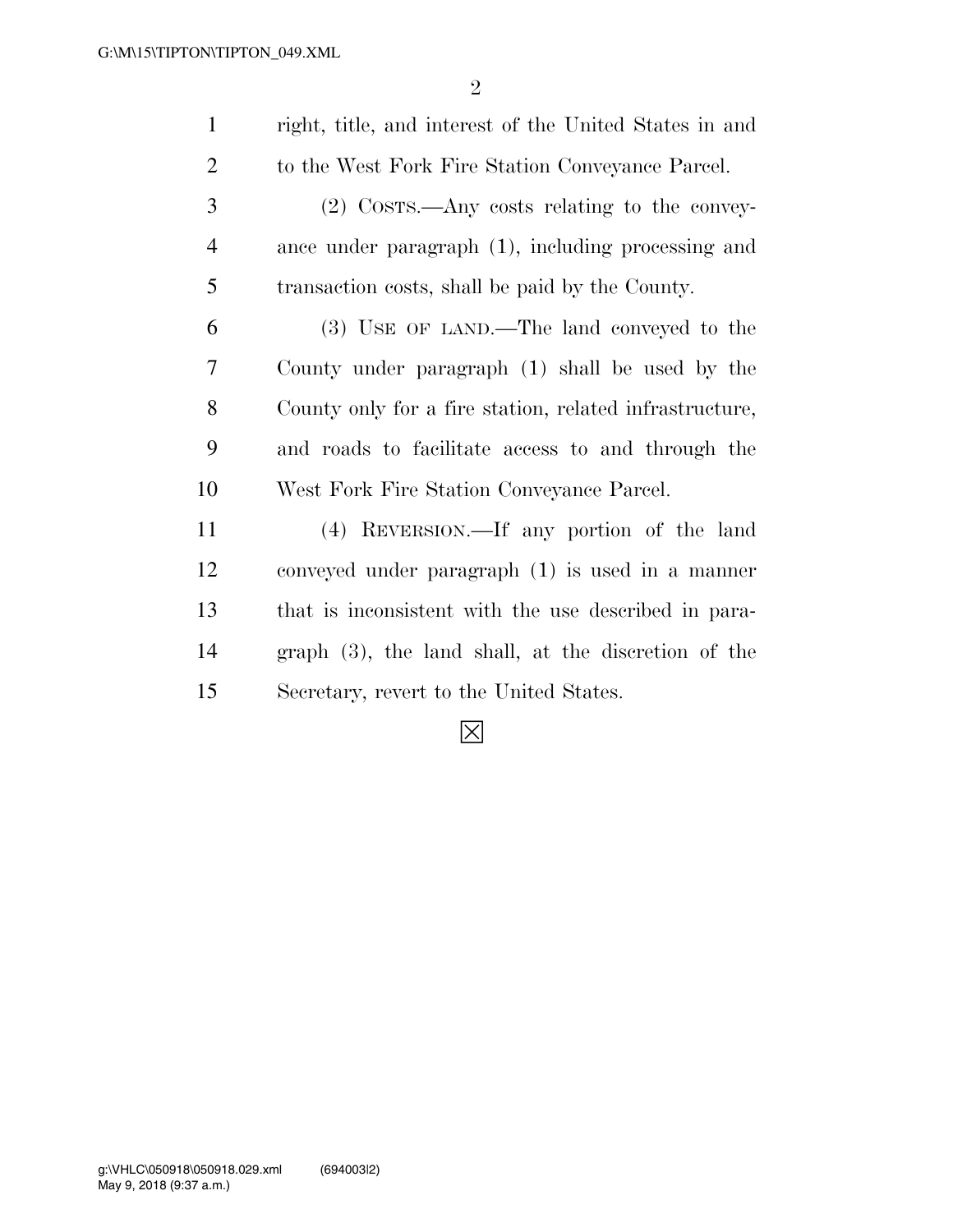right, title, and interest of the United States in and to the West Fork Fire Station Conveyance Parcel.

(2) COSTS.—Any costs relating to the conveyance under paragraph (1), including processing and transaction costs, shall be paid by the County.

(3) USE OF LAND.—The land conveyed to the County under paragraph (1) shall be used by the County only for a fire station, related infrastructure, and roads to facilitate access to and through the West Fork Fire Station Conveyance Parcel.

(4) REVERSION.—If any portion of the land conveyed under paragraph (1) is used in a manner that is inconsistent with the use described in paragraph (3), the land shall, at the discretion of the Secretary, revert to the United States.

☒